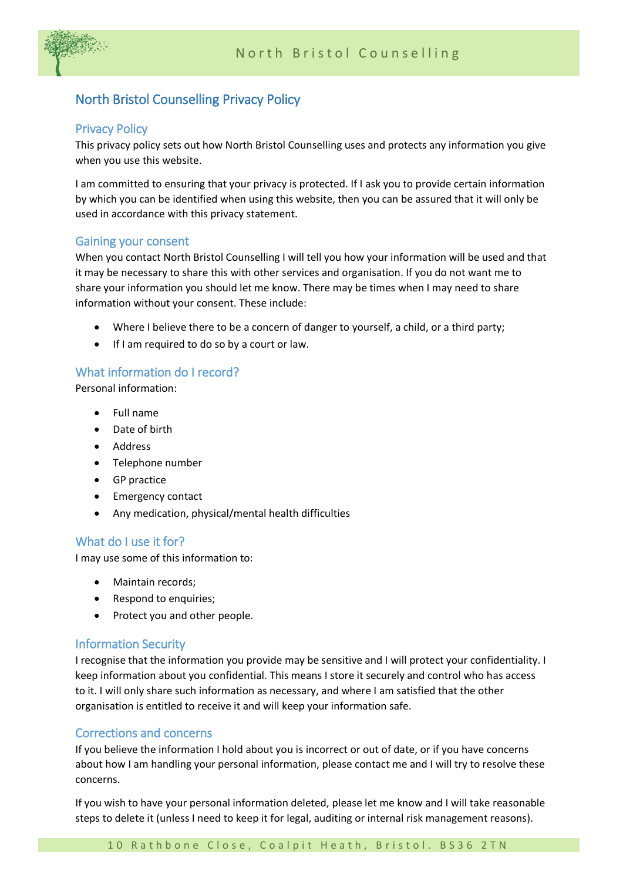# North Bristol Counselling Privacy Policy

## Privacy Policy

This privacy policy sets out how North Bristol Counselling uses and protects any information you give when you use this website.

I am committed to ensuring that your privacy is protected. If I ask you to provide certain information by which you can be identified when using this website, then you can be assured that it will only be used in accordance with this privacy statement.

## Gaining your consent

When you contact North Bristol Counselling I will tell you how your information will be used and that it may be necessary to share this with other services and organisation. If you do not want me to share your information you should let me know. There may be times when I may need to share information without your consent. These include:

- Where I believe there to be a concern of danger to yourself, a child, or a third party;
- If I am required to do so by a court or law.

## What information do I record?

Personal information:

- Full name
- Date of birth
- Address
- Telephone number
- GP practice
- Emergency contact
- Any medication, physical/mental health difficulties

## What do I use it for?

I may use some of this information to:

- Maintain records;
- Respond to enquiries;
- Protect you and other people.

## Information Security

I recognise that the information you provide may be sensitive and I will protect your confidentiality. I keep information about you confidential. This means I store it securely and control who has access to it. I will only share such information as necessary, and where I am satisfied that the other organisation is entitled to receive it and will keep your information safe.

## Corrections and concerns

If you believe the information I hold about you is incorrect or out of date, or if you have concerns about how I am handling your personal information, please contact me and I will try to resolve these concerns.

If you wish to have your personal information deleted, please let me know and I will take reasonable steps to delete it (unless I need to keep it for legal, auditing or internal risk management reasons).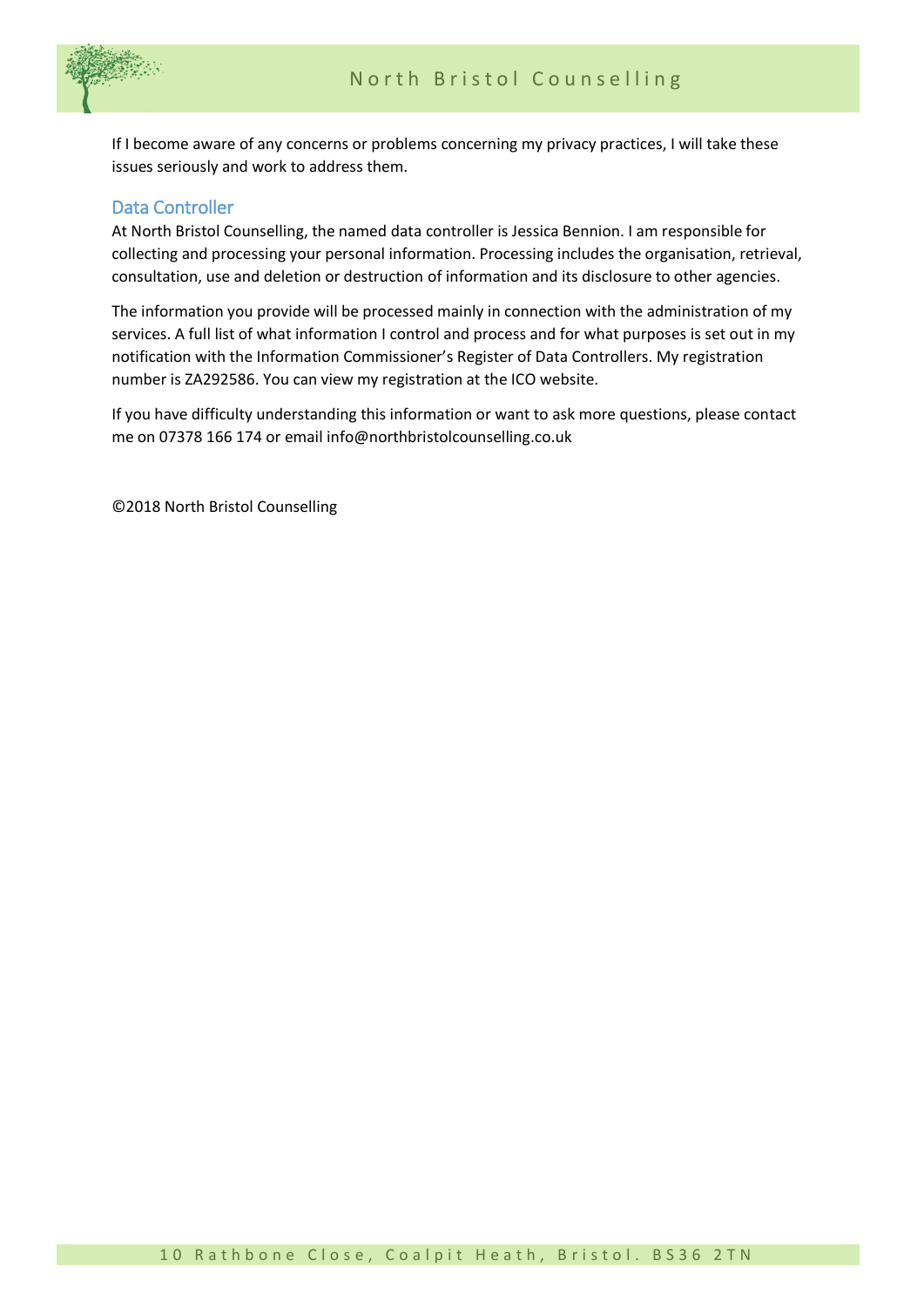If I become aware of any concerns or problems concerning my privacy practices, I will take these issues seriously and work to address them.

## Data Controller

At North Bristol Counselling, the named data controller is Jessica Bennion. I am responsible for collecting and processing your personal information. Processing includes the organisation, retrieval, consultation, use and deletion or destruction of information and its disclosure to other agencies.

The information you provide will be processed mainly in connection with the administration of my services. A full list of what information I control and process and for what purposes is set out in my notification with the Information Commissioner's Register of Data Controllers. My registration number is ZA292586. You can view my registration at the ICO website.

If you have difficulty understanding this information or want to ask more questions, please contact me on 07378 166 174 or email info@northbristolcounselling.co.uk

©2018 North Bristol Counselling